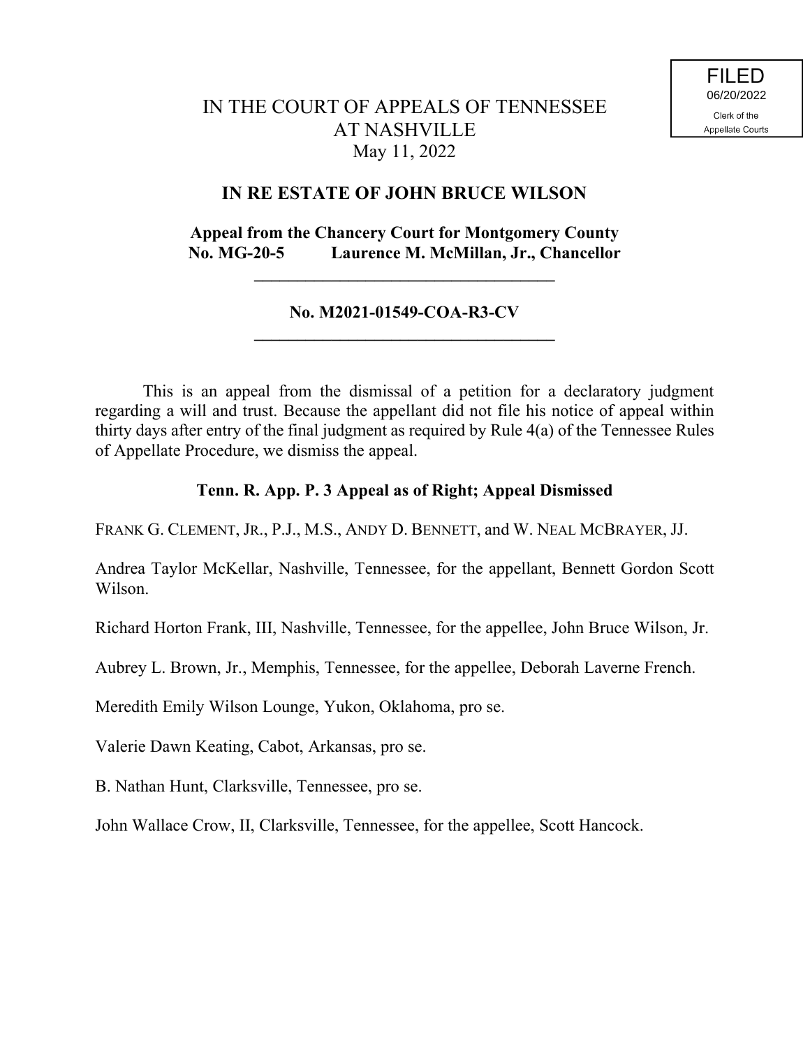FILED
06/20/2022
Clerk of the
Appellate Courts

# IN THE COURT OF APPEALS OF TENNESSEE AT NASHVILLE

May 11, 2022

## IN RE ESTATE OF JOHN BRUCE WILSON

**Appeal from the Chancery Court for Montgomery County**
**No. MG-20-5 Laurence M. McMillan, Jr., Chancellor**

---

**No. M2021-01549-COA-R3-CV**

---

This is an appeal from the dismissal of a petition for a declaratory judgment regarding a will and trust. Because the appellant did not file his notice of appeal within thirty days after entry of the final judgment as required by Rule 4(a) of the Tennessee Rules of Appellate Procedure, we dismiss the appeal.

**Tenn. R. App. P. 3 Appeal as of Right; Appeal Dismissed**

FRANK G. CLEMENT, JR., P.J., M.S., ANDY D. BENNETT, and W. NEAL MCBRAYER, JJ.

Andrea Taylor McKellar, Nashville, Tennessee, for the appellant, Bennett Gordon Scott Wilson.

Richard Horton Frank, III, Nashville, Tennessee, for the appellee, John Bruce Wilson, Jr.

Aubrey L. Brown, Jr., Memphis, Tennessee, for the appellee, Deborah Laverne French.

Meredith Emily Wilson Lounge, Yukon, Oklahoma, pro se.

Valerie Dawn Keating, Cabot, Arkansas, pro se.

B. Nathan Hunt, Clarksville, Tennessee, pro se.

John Wallace Crow, II, Clarksville, Tennessee, for the appellee, Scott Hancock.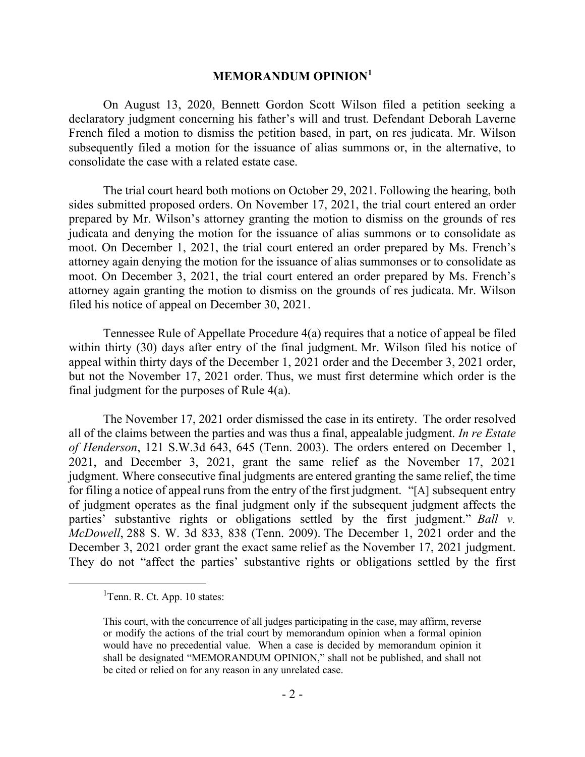# MEMORANDUM OPINION[1]

On August 13, 2020, Bennett Gordon Scott Wilson filed a petition seeking a declaratory judgment concerning his father's will and trust. Defendant Deborah Laverne French filed a motion to dismiss the petition based, in part, on res judicata. Mr. Wilson subsequently filed a motion for the issuance of alias summons or, in the alternative, to consolidate the case with a related estate case.

The trial court heard both motions on October 29, 2021. Following the hearing, both sides submitted proposed orders. On November 17, 2021, the trial court entered an order prepared by Mr. Wilson's attorney granting the motion to dismiss on the grounds of res judicata and denying the motion for the issuance of alias summons or to consolidate as moot. On December 1, 2021, the trial court entered an order prepared by Ms. French's attorney again denying the motion for the issuance of alias summonses or to consolidate as moot. On December 3, 2021, the trial court entered an order prepared by Ms. French's attorney again granting the motion to dismiss on the grounds of res judicata. Mr. Wilson filed his notice of appeal on December 30, 2021.

Tennessee Rule of Appellate Procedure 4(a) requires that a notice of appeal be filed within thirty (30) days after entry of the final judgment. Mr. Wilson filed his notice of appeal within thirty days of the December 1, 2021 order and the December 3, 2021 order, but not the November 17, 2021 order. Thus, we must first determine which order is the final judgment for the purposes of Rule 4(a).

The November 17, 2021 order dismissed the case in its entirety. The order resolved all of the claims between the parties and was thus a final, appealable judgment. *In re Estate of Henderson*, 121 S.W.3d 643, 645 (Tenn. 2003). The orders entered on December 1, 2021, and December 3, 2021, grant the same relief as the November 17, 2021 judgment. Where consecutive final judgments are entered granting the same relief, the time for filing a notice of appeal runs from the entry of the first judgment. "[A] subsequent entry of judgment operates as the final judgment only if the subsequent judgment affects the parties' substantive rights or obligations settled by the first judgment." *Ball v. McDowell*, 288 S. W. 3d 833, 838 (Tenn. 2009). The December 1, 2021 order and the December 3, 2021 order grant the exact same relief as the November 17, 2021 judgment. They do not "affect the parties' substantive rights or obligations settled by the first

---

[1] Tenn. R. Ct. App. 10 states:

> This court, with the concurrence of all judges participating in the case, may affirm, reverse or modify the actions of the trial court by memorandum opinion when a formal opinion would have no precedential value. When a case is decided by memorandum opinion it shall be designated "MEMORANDUM OPINION," shall not be published, and shall not be cited or relied on for any reason in any unrelated case.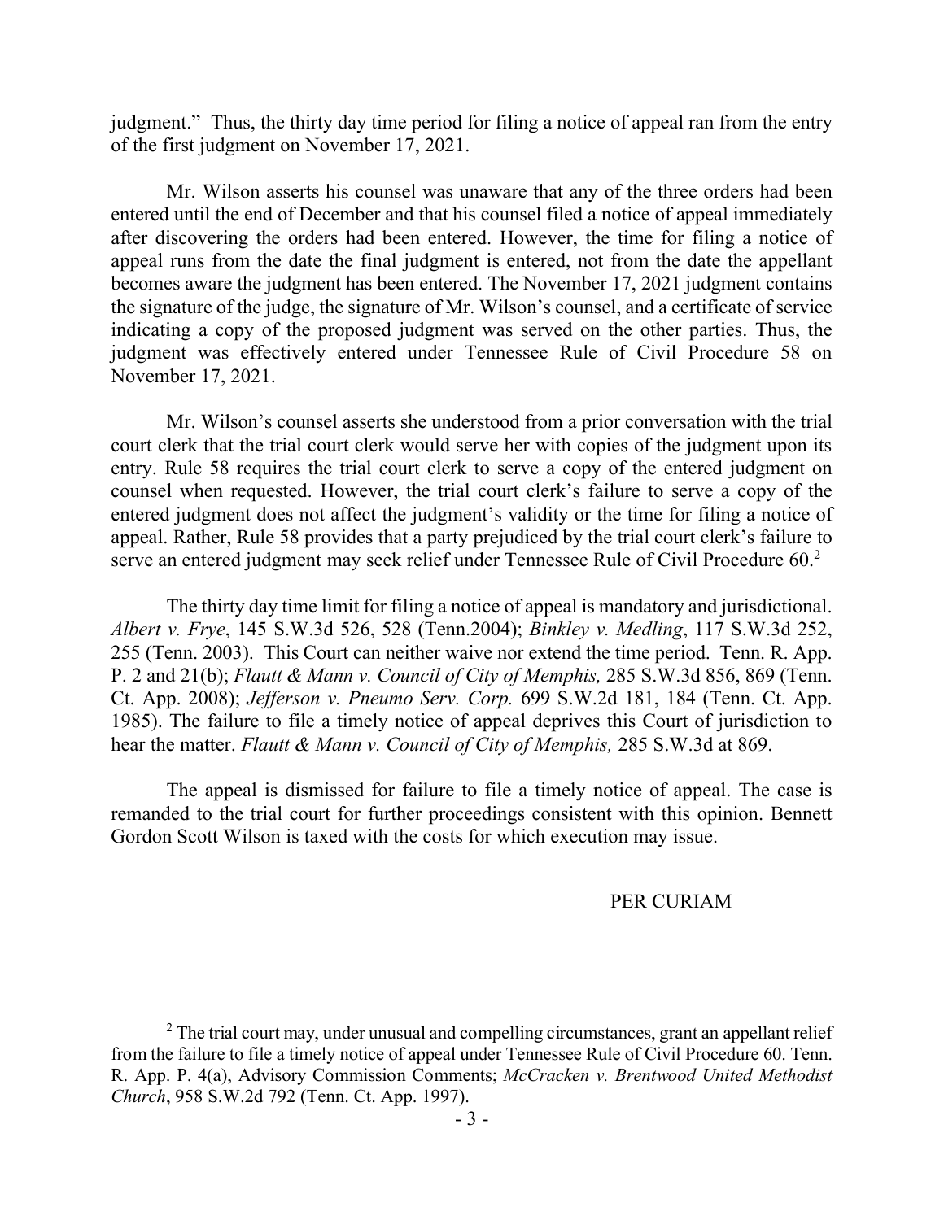judgment." Thus, the thirty day time period for filing a notice of appeal ran from the entry of the first judgment on November 17, 2021.

Mr. Wilson asserts his counsel was unaware that any of the three orders had been entered until the end of December and that his counsel filed a notice of appeal immediately after discovering the orders had been entered. However, the time for filing a notice of appeal runs from the date the final judgment is entered, not from the date the appellant becomes aware the judgment has been entered. The November 17, 2021 judgment contains the signature of the judge, the signature of Mr. Wilson's counsel, and a certificate of service indicating a copy of the proposed judgment was served on the other parties. Thus, the judgment was effectively entered under Tennessee Rule of Civil Procedure 58 on November 17, 2021.

Mr. Wilson's counsel asserts she understood from a prior conversation with the trial court clerk that the trial court clerk would serve her with copies of the judgment upon its entry. Rule 58 requires the trial court clerk to serve a copy of the entered judgment on counsel when requested. However, the trial court clerk's failure to serve a copy of the entered judgment does not affect the judgment's validity or the time for filing a notice of appeal. Rather, Rule 58 provides that a party prejudiced by the trial court clerk's failure to serve an entered judgment may seek relief under Tennessee Rule of Civil Procedure 60.[2]

The thirty day time limit for filing a notice of appeal is mandatory and jurisdictional. *Albert v. Frye*, 145 S.W.3d 526, 528 (Tenn.2004); *Binkley v. Medling*, 117 S.W.3d 252, 255 (Tenn. 2003). This Court can neither waive nor extend the time period. Tenn. R. App. P. 2 and 21(b); *Flautt & Mann v. Council of City of Memphis,* 285 S.W.3d 856, 869 (Tenn. Ct. App. 2008); *Jefferson v. Pneumo Serv. Corp.* 699 S.W.2d 181, 184 (Tenn. Ct. App. 1985). The failure to file a timely notice of appeal deprives this Court of jurisdiction to hear the matter. *Flautt & Mann v. Council of City of Memphis,* 285 S.W.3d at 869.

The appeal is dismissed for failure to file a timely notice of appeal. The case is remanded to the trial court for further proceedings consistent with this opinion. Bennett Gordon Scott Wilson is taxed with the costs for which execution may issue.

PER CURIAM

---

[2] The trial court may, under unusual and compelling circumstances, grant an appellant relief from the failure to file a timely notice of appeal under Tennessee Rule of Civil Procedure 60. Tenn. R. App. P. 4(a), Advisory Commission Comments; *McCracken v. Brentwood United Methodist Church*, 958 S.W.2d 792 (Tenn. Ct. App. 1997).